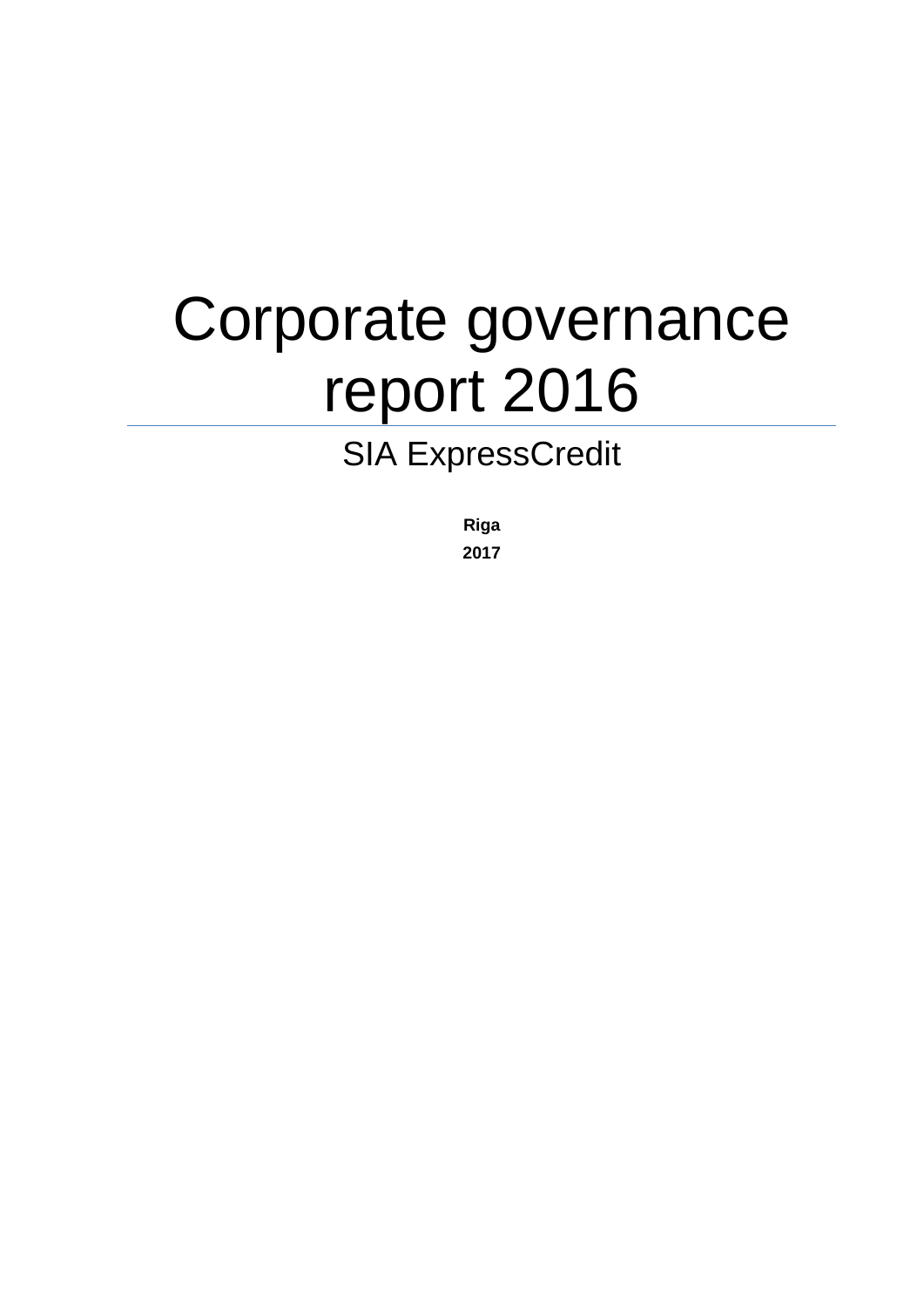# Corporate governance report 2016

## SIA ExpressCredit

**Riga**

**2017**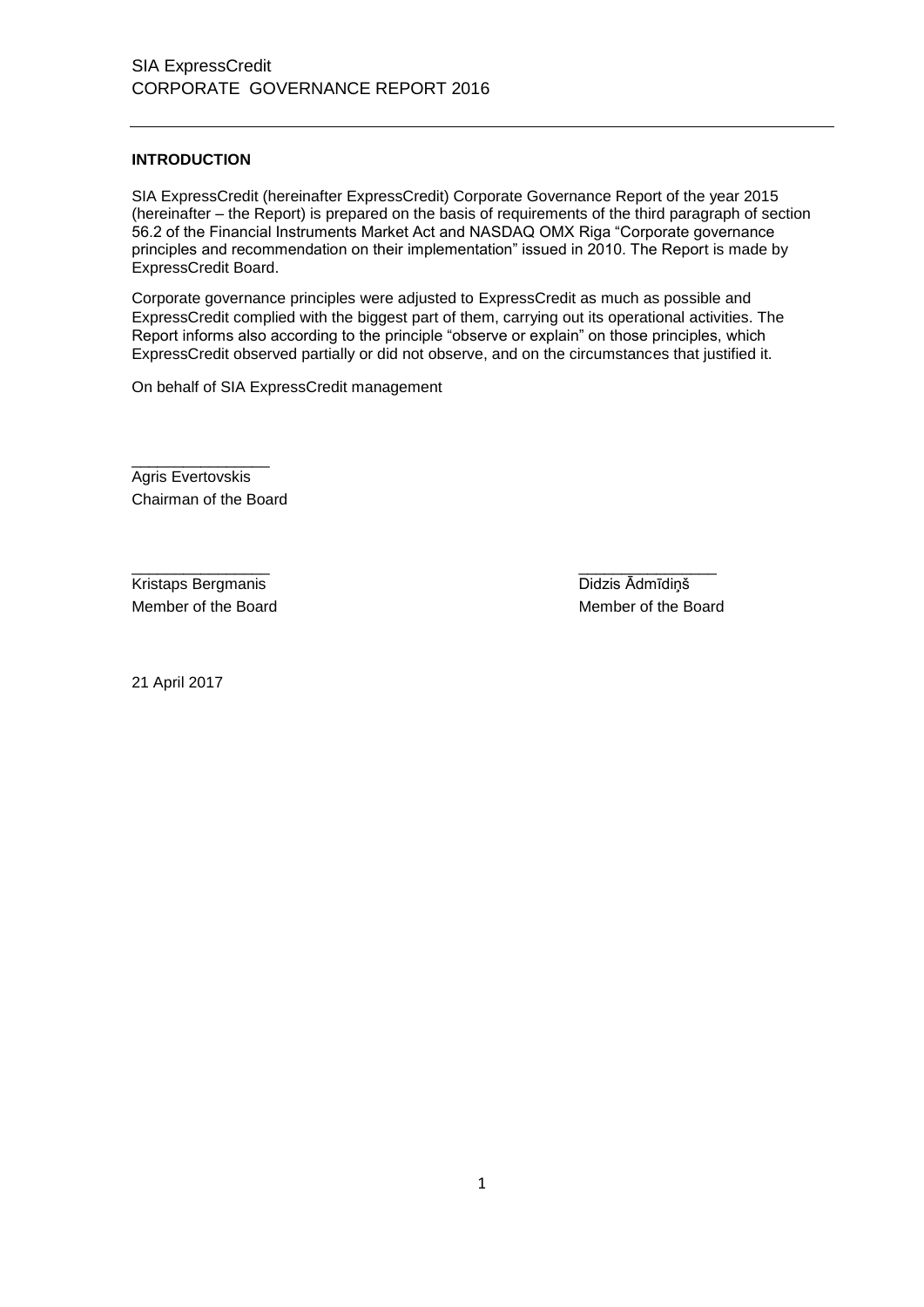## INTRODUCTION

SIA ExpressCredit (hereinafter ExpressCredit) Corporate Governance Report of the year 2015 (hereinafter – the Report) is prepared on the basis of requirements of the third paragraph of section 56.2 of the Financial Instruments Market Act and NASDAQ OMX Riga "Corporate governance principles and recommendation on their implementation" issued in 2010. The Report is made by ExpressCredit Board.

Corporate governance principles were adjusted to ExpressCredit as much as possible and ExpressCredit complied with the biggest part of them, carrying out its operational activities. The Report informs also according to the principle "observe or explain" on those principles, which ExpressCredit observed partially or did not observe, and on the circumstances that justified it.

On behalf of SIA ExpressCredit management

\_\_\_\_\_\_\_\_\_\_\_\_\_\_\_\_

Agris Evertovskis
Chairman of the Board

\_\_\_\_\_\_\_\_\_\_\_\_\_\_\_\_

Kristaps Bergmanis
Member of the Board

\_\_\_\_\_\_\_\_\_\_\_\_\_\_\_\_

Didzis Ādmīdiņš
Member of the Board

21 April 2017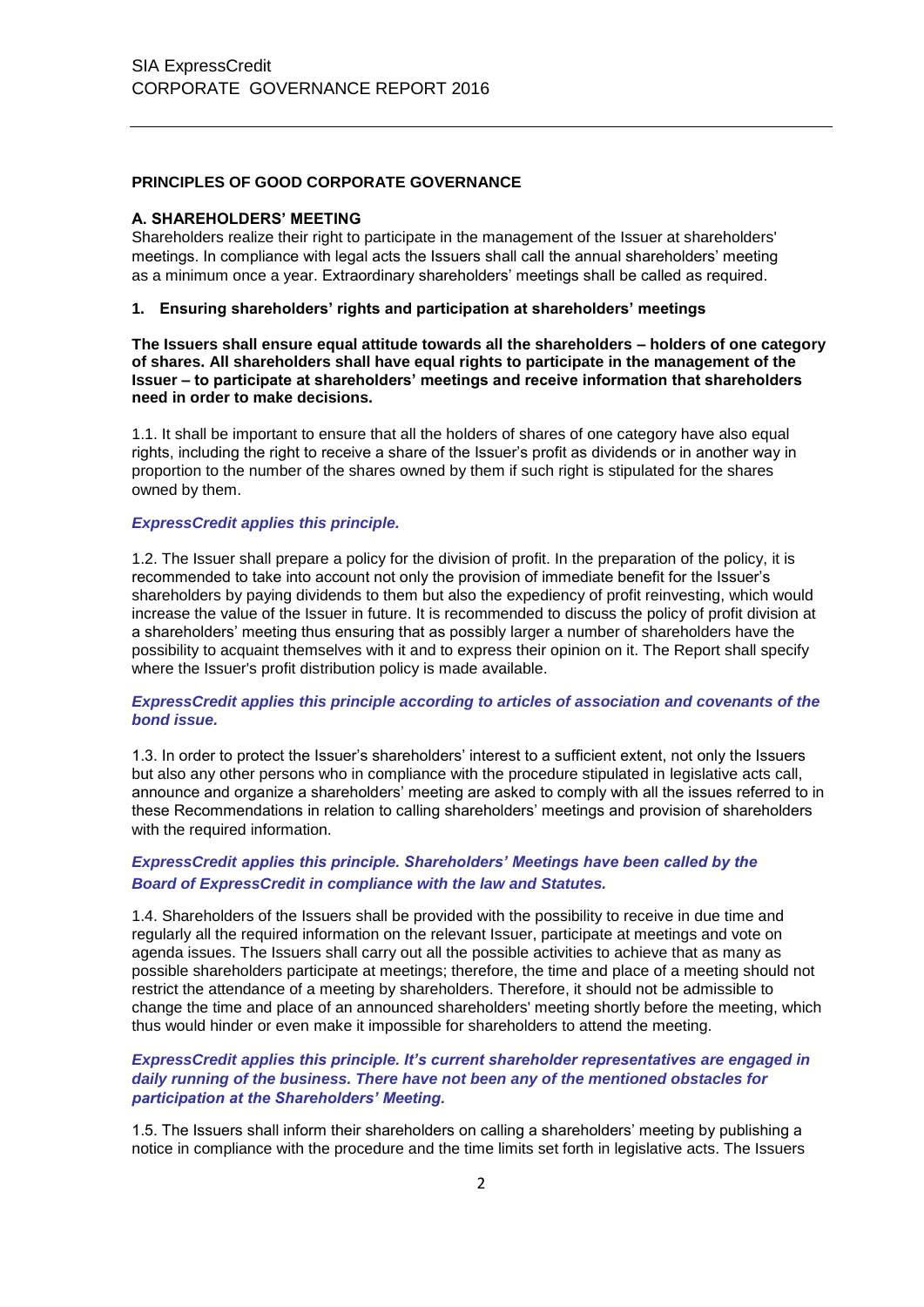## PRINCIPLES OF GOOD CORPORATE GOVERNANCE

### A. SHAREHOLDERS' MEETING

Shareholders realize their right to participate in the management of the Issuer at shareholders' meetings. In compliance with legal acts the Issuers shall call the annual shareholders' meeting as a minimum once a year. Extraordinary shareholders' meetings shall be called as required.

#### 1. Ensuring shareholders' rights and participation at shareholders' meetings

**The Issuers shall ensure equal attitude towards all the shareholders – holders of one category of shares. All shareholders shall have equal rights to participate in the management of the Issuer – to participate at shareholders' meetings and receive information that shareholders need in order to make decisions.**

1.1. It shall be important to ensure that all the holders of shares of one category have also equal rights, including the right to receive a share of the Issuer's profit as dividends or in another way in proportion to the number of the shares owned by them if such right is stipulated for the shares owned by them.

***ExpressCredit applies this principle.***

1.2. The Issuer shall prepare a policy for the division of profit. In the preparation of the policy, it is recommended to take into account not only the provision of immediate benefit for the Issuer's shareholders by paying dividends to them but also the expediency of profit reinvesting, which would increase the value of the Issuer in future. It is recommended to discuss the policy of profit division at a shareholders' meeting thus ensuring that as possibly larger a number of shareholders have the possibility to acquaint themselves with it and to express their opinion on it. The Report shall specify where the Issuer's profit distribution policy is made available.

***ExpressCredit applies this principle according to articles of association and covenants of the bond issue.***

1.3. In order to protect the Issuer's shareholders' interest to a sufficient extent, not only the Issuers but also any other persons who in compliance with the procedure stipulated in legislative acts call, announce and organize a shareholders' meeting are asked to comply with all the issues referred to in these Recommendations in relation to calling shareholders' meetings and provision of shareholders with the required information.

***ExpressCredit applies this principle. Shareholders' Meetings have been called by the Board of ExpressCredit in compliance with the law and Statutes.***

1.4. Shareholders of the Issuers shall be provided with the possibility to receive in due time and regularly all the required information on the relevant Issuer, participate at meetings and vote on agenda issues. The Issuers shall carry out all the possible activities to achieve that as many as possible shareholders participate at meetings; therefore, the time and place of a meeting should not restrict the attendance of a meeting by shareholders. Therefore, it should not be admissible to change the time and place of an announced shareholders' meeting shortly before the meeting, which thus would hinder or even make it impossible for shareholders to attend the meeting.

***ExpressCredit applies this principle. It's current shareholder representatives are engaged in daily running of the business. There have not been any of the mentioned obstacles for participation at the Shareholders' Meeting.***

1.5. The Issuers shall inform their shareholders on calling a shareholders' meeting by publishing a notice in compliance with the procedure and the time limits set forth in legislative acts. The Issuers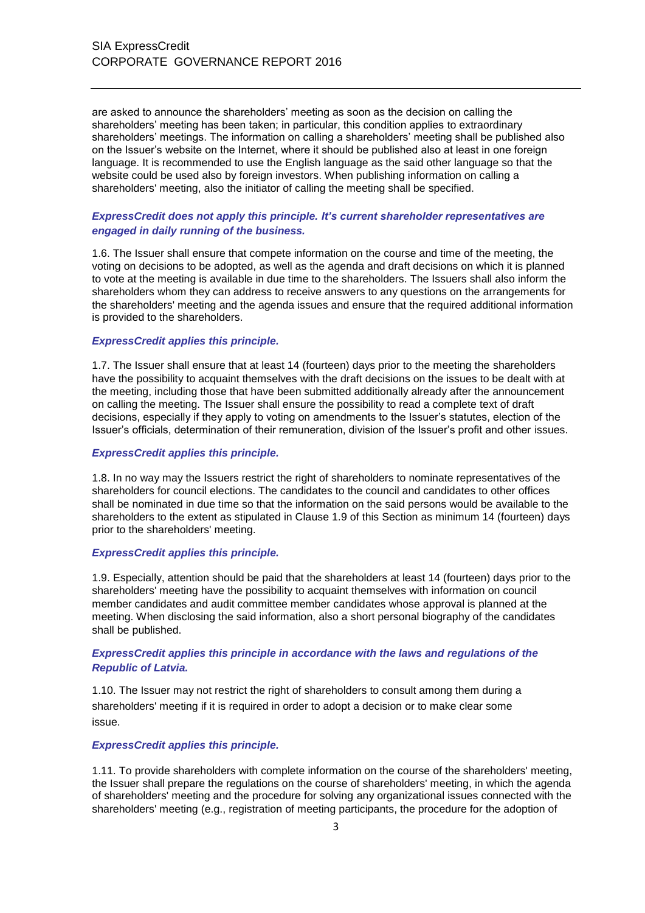are asked to announce the shareholders' meeting as soon as the decision on calling the shareholders' meeting has been taken; in particular, this condition applies to extraordinary shareholders' meetings. The information on calling a shareholders' meeting shall be published also on the Issuer's website on the Internet, where it should be published also at least in one foreign language. It is recommended to use the English language as the said other language so that the website could be used also by foreign investors. When publishing information on calling a shareholders' meeting, also the initiator of calling the meeting shall be specified.

***ExpressCredit does not apply this principle. It's current shareholder representatives are engaged in daily running of the business.***

1.6. The Issuer shall ensure that compete information on the course and time of the meeting, the voting on decisions to be adopted, as well as the agenda and draft decisions on which it is planned to vote at the meeting is available in due time to the shareholders. The Issuers shall also inform the shareholders whom they can address to receive answers to any questions on the arrangements for the shareholders' meeting and the agenda issues and ensure that the required additional information is provided to the shareholders.

***ExpressCredit applies this principle.***

1.7. The Issuer shall ensure that at least 14 (fourteen) days prior to the meeting the shareholders have the possibility to acquaint themselves with the draft decisions on the issues to be dealt with at the meeting, including those that have been submitted additionally already after the announcement on calling the meeting. The Issuer shall ensure the possibility to read a complete text of draft decisions, especially if they apply to voting on amendments to the Issuer's statutes, election of the Issuer's officials, determination of their remuneration, division of the Issuer's profit and other issues.

***ExpressCredit applies this principle.***

1.8. In no way may the Issuers restrict the right of shareholders to nominate representatives of the shareholders for council elections. The candidates to the council and candidates to other offices shall be nominated in due time so that the information on the said persons would be available to the shareholders to the extent as stipulated in Clause 1.9 of this Section as minimum 14 (fourteen) days prior to the shareholders' meeting.

***ExpressCredit applies this principle.***

1.9. Especially, attention should be paid that the shareholders at least 14 (fourteen) days prior to the shareholders' meeting have the possibility to acquaint themselves with information on council member candidates and audit committee member candidates whose approval is planned at the meeting. When disclosing the said information, also a short personal biography of the candidates shall be published.

***ExpressCredit applies this principle in accordance with the laws and regulations of the Republic of Latvia.***

1.10. The Issuer may not restrict the right of shareholders to consult among them during a shareholders' meeting if it is required in order to adopt a decision or to make clear some issue.

***ExpressCredit applies this principle.***

1.11. To provide shareholders with complete information on the course of the shareholders' meeting, the Issuer shall prepare the regulations on the course of shareholders' meeting, in which the agenda of shareholders' meeting and the procedure for solving any organizational issues connected with the shareholders' meeting (e.g., registration of meeting participants, the procedure for the adoption of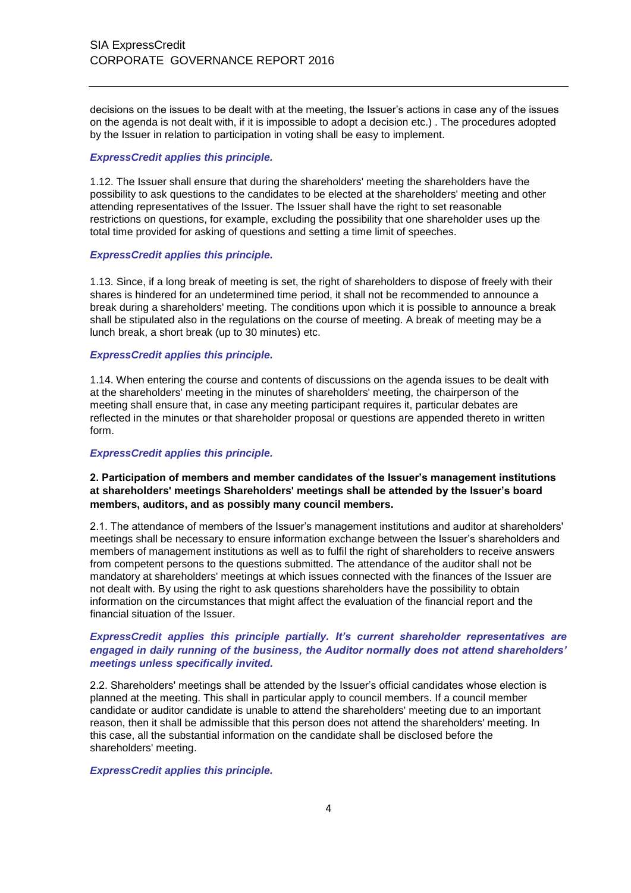decisions on the issues to be dealt with at the meeting, the Issuer's actions in case any of the issues on the agenda is not dealt with, if it is impossible to adopt a decision etc.) . The procedures adopted by the Issuer in relation to participation in voting shall be easy to implement.

***ExpressCredit applies this principle.***

1.12. The Issuer shall ensure that during the shareholders' meeting the shareholders have the possibility to ask questions to the candidates to be elected at the shareholders' meeting and other attending representatives of the Issuer. The Issuer shall have the right to set reasonable restrictions on questions, for example, excluding the possibility that one shareholder uses up the total time provided for asking of questions and setting a time limit of speeches.

***ExpressCredit applies this principle.***

1.13. Since, if a long break of meeting is set, the right of shareholders to dispose of freely with their shares is hindered for an undetermined time period, it shall not be recommended to announce a break during a shareholders' meeting. The conditions upon which it is possible to announce a break shall be stipulated also in the regulations on the course of meeting. A break of meeting may be a lunch break, a short break (up to 30 minutes) etc.

***ExpressCredit applies this principle.***

1.14. When entering the course and contents of discussions on the agenda issues to be dealt with at the shareholders' meeting in the minutes of shareholders' meeting, the chairperson of the meeting shall ensure that, in case any meeting participant requires it, particular debates are reflected in the minutes or that shareholder proposal or questions are appended thereto in written form.

***ExpressCredit applies this principle.***

**2. Participation of members and member candidates of the Issuer's management institutions at shareholders' meetings Shareholders' meetings shall be attended by the Issuer's board members, auditors, and as possibly many council members.**

2.1. The attendance of members of the Issuer's management institutions and auditor at shareholders' meetings shall be necessary to ensure information exchange between the Issuer's shareholders and members of management institutions as well as to fulfil the right of shareholders to receive answers from competent persons to the questions submitted. The attendance of the auditor shall not be mandatory at shareholders' meetings at which issues connected with the finances of the Issuer are not dealt with. By using the right to ask questions shareholders have the possibility to obtain information on the circumstances that might affect the evaluation of the financial report and the financial situation of the Issuer.

***ExpressCredit applies this principle partially. It's current shareholder representatives are engaged in daily running of the business, the Auditor normally does not attend shareholders' meetings unless specifically invited.***

2.2. Shareholders' meetings shall be attended by the Issuer's official candidates whose election is planned at the meeting. This shall in particular apply to council members. If a council member candidate or auditor candidate is unable to attend the shareholders' meeting due to an important reason, then it shall be admissible that this person does not attend the shareholders' meeting. In this case, all the substantial information on the candidate shall be disclosed before the shareholders' meeting.

***ExpressCredit applies this principle.***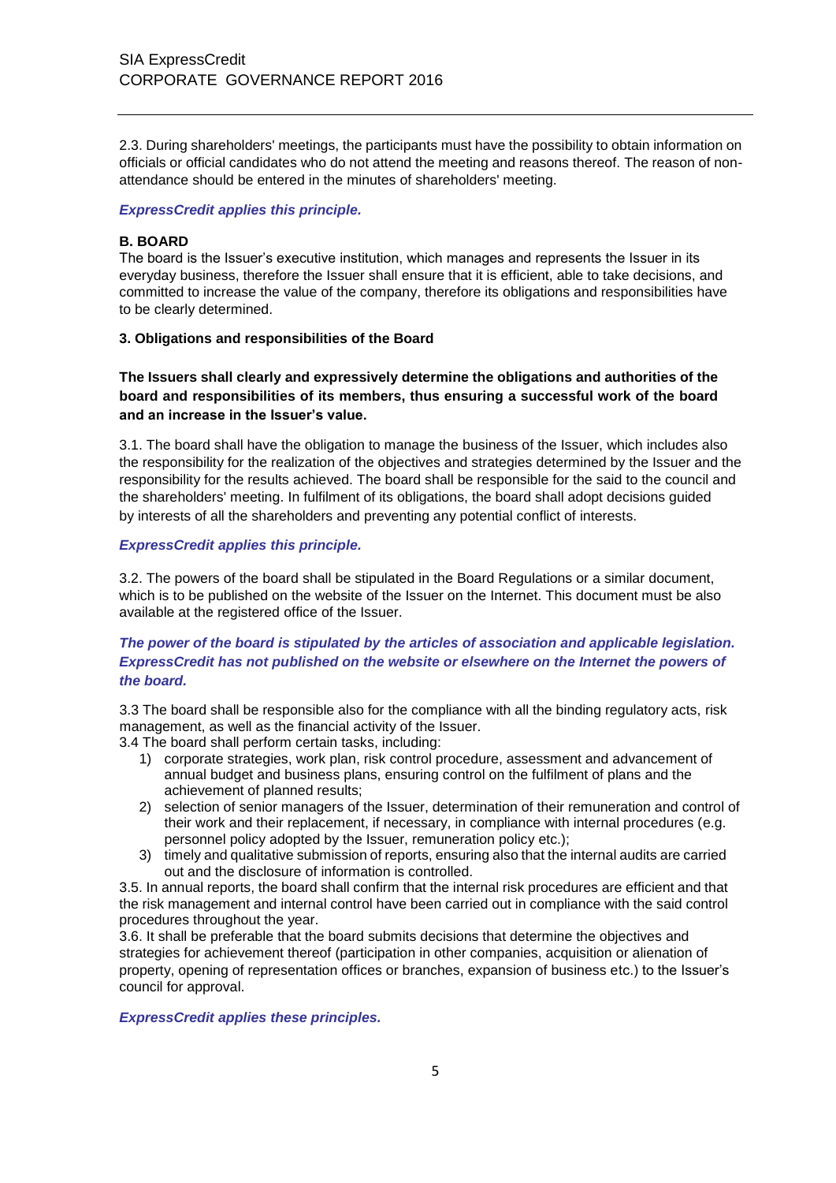2.3. During shareholders' meetings, the participants must have the possibility to obtain information on officials or official candidates who do not attend the meeting and reasons thereof. The reason of non-attendance should be entered in the minutes of shareholders' meeting.

***ExpressCredit applies this principle.***

**B. BOARD**

The board is the Issuer's executive institution, which manages and represents the Issuer in its everyday business, therefore the Issuer shall ensure that it is efficient, able to take decisions, and committed to increase the value of the company, therefore its obligations and responsibilities have to be clearly determined.

**3. Obligations and responsibilities of the Board**

**The Issuers shall clearly and expressively determine the obligations and authorities of the board and responsibilities of its members, thus ensuring a successful work of the board and an increase in the Issuer's value.**

3.1. The board shall have the obligation to manage the business of the Issuer, which includes also the responsibility for the realization of the objectives and strategies determined by the Issuer and the responsibility for the results achieved. The board shall be responsible for the said to the council and the shareholders' meeting. In fulfilment of its obligations, the board shall adopt decisions guided by interests of all the shareholders and preventing any potential conflict of interests.

***ExpressCredit applies this principle.***

3.2. The powers of the board shall be stipulated in the Board Regulations or a similar document, which is to be published on the website of the Issuer on the Internet. This document must be also available at the registered office of the Issuer.

***The power of the board is stipulated by the articles of association and applicable legislation. ExpressCredit has not published on the website or elsewhere on the Internet the powers of the board.***

3.3 The board shall be responsible also for the compliance with all the binding regulatory acts, risk management, as well as the financial activity of the Issuer.

3.4 The board shall perform certain tasks, including:

1) corporate strategies, work plan, risk control procedure, assessment and advancement of annual budget and business plans, ensuring control on the fulfilment of plans and the achievement of planned results;
2) selection of senior managers of the Issuer, determination of their remuneration and control of their work and their replacement, if necessary, in compliance with internal procedures (e.g. personnel policy adopted by the Issuer, remuneration policy etc.);
3) timely and qualitative submission of reports, ensuring also that the internal audits are carried out and the disclosure of information is controlled.

3.5. In annual reports, the board shall confirm that the internal risk procedures are efficient and that the risk management and internal control have been carried out in compliance with the said control procedures throughout the year.

3.6. It shall be preferable that the board submits decisions that determine the objectives and strategies for achievement thereof (participation in other companies, acquisition or alienation of property, opening of representation offices or branches, expansion of business etc.) to the Issuer's council for approval.

***ExpressCredit applies these principles.***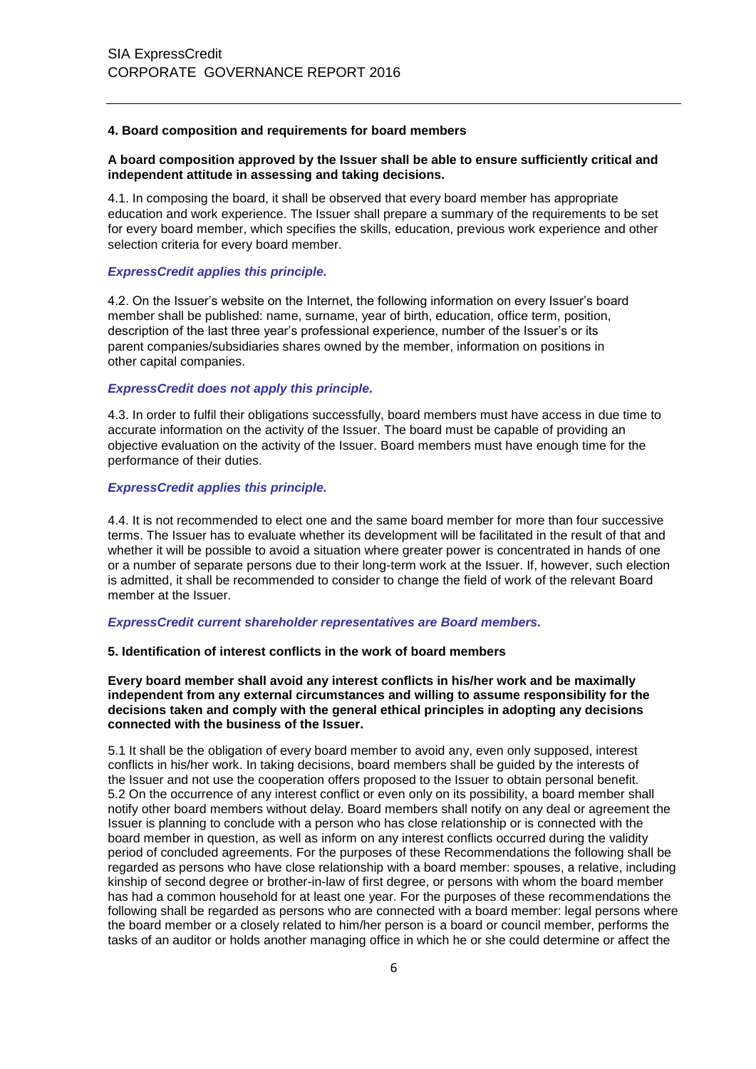### 4. Board composition and requirements for board members

**A board composition approved by the Issuer shall be able to ensure sufficiently critical and independent attitude in assessing and taking decisions.**

4.1. In composing the board, it shall be observed that every board member has appropriate education and work experience. The Issuer shall prepare a summary of the requirements to be set for every board member, which specifies the skills, education, previous work experience and other selection criteria for every board member.

***ExpressCredit applies this principle.***

4.2. On the Issuer's website on the Internet, the following information on every Issuer's board member shall be published: name, surname, year of birth, education, office term, position, description of the last three year's professional experience, number of the Issuer's or its parent companies/subsidiaries shares owned by the member, information on positions in other capital companies.

***ExpressCredit does not apply this principle.***

4.3. In order to fulfil their obligations successfully, board members must have access in due time to accurate information on the activity of the Issuer. The board must be capable of providing an objective evaluation on the activity of the Issuer. Board members must have enough time for the performance of their duties.

***ExpressCredit applies this principle.***

4.4. It is not recommended to elect one and the same board member for more than four successive terms. The Issuer has to evaluate whether its development will be facilitated in the result of that and whether it will be possible to avoid a situation where greater power is concentrated in hands of one or a number of separate persons due to their long-term work at the Issuer. If, however, such election is admitted, it shall be recommended to consider to change the field of work of the relevant Board member at the Issuer.

***ExpressCredit current shareholder representatives are Board members.***

### 5. Identification of interest conflicts in the work of board members

**Every board member shall avoid any interest conflicts in his/her work and be maximally independent from any external circumstances and willing to assume responsibility for the decisions taken and comply with the general ethical principles in adopting any decisions connected with the business of the Issuer.**

5.1 It shall be the obligation of every board member to avoid any, even only supposed, interest conflicts in his/her work. In taking decisions, board members shall be guided by the interests of the Issuer and not use the cooperation offers proposed to the Issuer to obtain personal benefit.
5.2 On the occurrence of any interest conflict or even only on its possibility, a board member shall notify other board members without delay. Board members shall notify on any deal or agreement the Issuer is planning to conclude with a person who has close relationship or is connected with the board member in question, as well as inform on any interest conflicts occurred during the validity period of concluded agreements. For the purposes of these Recommendations the following shall be regarded as persons who have close relationship with a board member: spouses, a relative, including kinship of second degree or brother-in-law of first degree, or persons with whom the board member has had a common household for at least one year. For the purposes of these recommendations the following shall be regarded as persons who are connected with a board member: legal persons where the board member or a closely related to him/her person is a board or council member, performs the tasks of an auditor or holds another managing office in which he or she could determine or affect the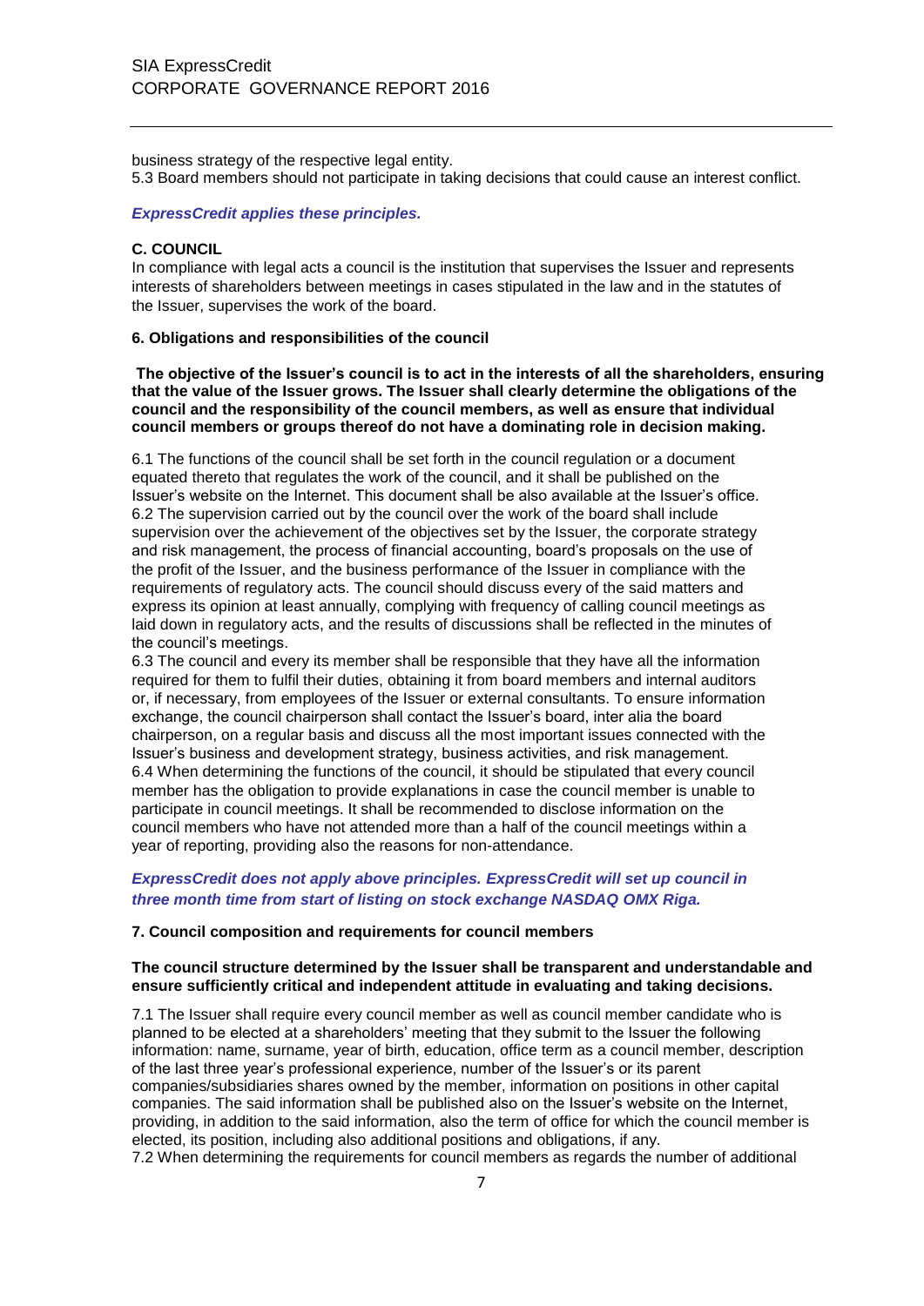business strategy of the respective legal entity.
5.3 Board members should not participate in taking decisions that could cause an interest conflict.

***ExpressCredit applies these principles.***

**C. COUNCIL**

In compliance with legal acts a council is the institution that supervises the Issuer and represents interests of shareholders between meetings in cases stipulated in the law and in the statutes of the Issuer, supervises the work of the board.

**6. Obligations and responsibilities of the council**

**The objective of the Issuer's council is to act in the interests of all the shareholders, ensuring that the value of the Issuer grows. The Issuer shall clearly determine the obligations of the council and the responsibility of the council members, as well as ensure that individual council members or groups thereof do not have a dominating role in decision making.**

6.1 The functions of the council shall be set forth in the council regulation or a document equated thereto that regulates the work of the council, and it shall be published on the Issuer's website on the Internet. This document shall be also available at the Issuer's office.
6.2 The supervision carried out by the council over the work of the board shall include supervision over the achievement of the objectives set by the Issuer, the corporate strategy and risk management, the process of financial accounting, board's proposals on the use of the profit of the Issuer, and the business performance of the Issuer in compliance with the requirements of regulatory acts. The council should discuss every of the said matters and express its opinion at least annually, complying with frequency of calling council meetings as laid down in regulatory acts, and the results of discussions shall be reflected in the minutes of the council's meetings.
6.3 The council and every its member shall be responsible that they have all the information required for them to fulfil their duties, obtaining it from board members and internal auditors or, if necessary, from employees of the Issuer or external consultants. To ensure information exchange, the council chairperson shall contact the Issuer's board, inter alia the board chairperson, on a regular basis and discuss all the most important issues connected with the Issuer's business and development strategy, business activities, and risk management.
6.4 When determining the functions of the council, it should be stipulated that every council member has the obligation to provide explanations in case the council member is unable to participate in council meetings. It shall be recommended to disclose information on the council members who have not attended more than a half of the council meetings within a year of reporting, providing also the reasons for non-attendance.

***ExpressCredit does not apply above principles. ExpressCredit will set up council in three month time from start of listing on stock exchange NASDAQ OMX Riga.***

**7. Council composition and requirements for council members**

**The council structure determined by the Issuer shall be transparent and understandable and ensure sufficiently critical and independent attitude in evaluating and taking decisions.**

7.1 The Issuer shall require every council member as well as council member candidate who is planned to be elected at a shareholders' meeting that they submit to the Issuer the following information: name, surname, year of birth, education, office term as a council member, description of the last three year's professional experience, number of the Issuer's or its parent companies/subsidiaries shares owned by the member, information on positions in other capital companies. The said information shall be published also on the Issuer's website on the Internet, providing, in addition to the said information, also the term of office for which the council member is elected, its position, including also additional positions and obligations, if any.
7.2 When determining the requirements for council members as regards the number of additional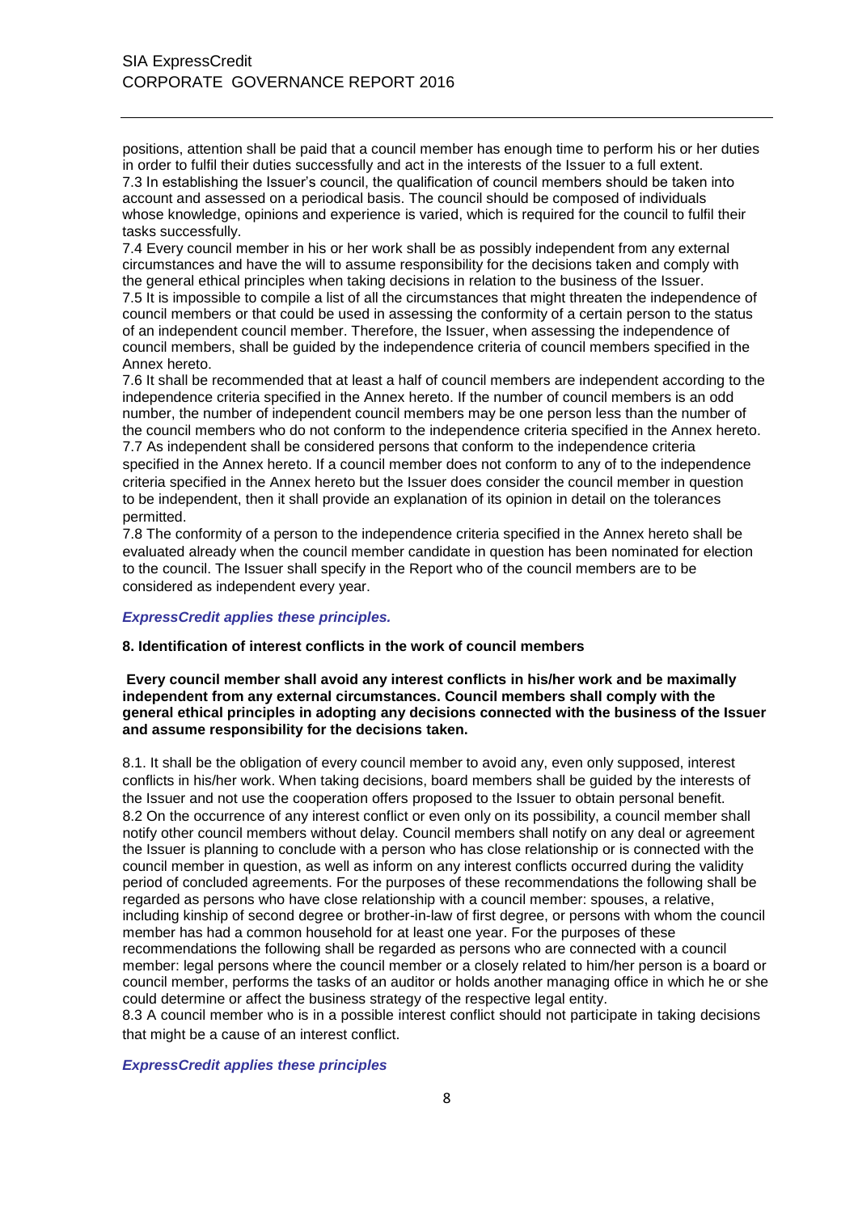positions, attention shall be paid that a council member has enough time to perform his or her duties in order to fulfil their duties successfully and act in the interests of the Issuer to a full extent.
7.3 In establishing the Issuer's council, the qualification of council members should be taken into account and assessed on a periodical basis. The council should be composed of individuals whose knowledge, opinions and experience is varied, which is required for the council to fulfil their tasks successfully.
7.4 Every council member in his or her work shall be as possibly independent from any external circumstances and have the will to assume responsibility for the decisions taken and comply with the general ethical principles when taking decisions in relation to the business of the Issuer.
7.5 It is impossible to compile a list of all the circumstances that might threaten the independence of council members or that could be used in assessing the conformity of a certain person to the status of an independent council member. Therefore, the Issuer, when assessing the independence of council members, shall be guided by the independence criteria of council members specified in the Annex hereto.
7.6 It shall be recommended that at least a half of council members are independent according to the independence criteria specified in the Annex hereto. If the number of council members is an odd number, the number of independent council members may be one person less than the number of the council members who do not conform to the independence criteria specified in the Annex hereto.
7.7 As independent shall be considered persons that conform to the independence criteria specified in the Annex hereto. If a council member does not conform to any of to the independence criteria specified in the Annex hereto but the Issuer does consider the council member in question to be independent, then it shall provide an explanation of its opinion in detail on the tolerances permitted.
7.8 The conformity of a person to the independence criteria specified in the Annex hereto shall be evaluated already when the council member candidate in question has been nominated for election to the council. The Issuer shall specify in the Report who of the council members are to be considered as independent every year.

***ExpressCredit applies these principles.***

**8. Identification of interest conflicts in the work of council members**

**Every council member shall avoid any interest conflicts in his/her work and be maximally independent from any external circumstances. Council members shall comply with the general ethical principles in adopting any decisions connected with the business of the Issuer and assume responsibility for the decisions taken.**

8.1. It shall be the obligation of every council member to avoid any, even only supposed, interest conflicts in his/her work. When taking decisions, board members shall be guided by the interests of the Issuer and not use the cooperation offers proposed to the Issuer to obtain personal benefit.
8.2 On the occurrence of any interest conflict or even only on its possibility, a council member shall notify other council members without delay. Council members shall notify on any deal or agreement the Issuer is planning to conclude with a person who has close relationship or is connected with the council member in question, as well as inform on any interest conflicts occurred during the validity period of concluded agreements. For the purposes of these recommendations the following shall be regarded as persons who have close relationship with a council member: spouses, a relative, including kinship of second degree or brother-in-law of first degree, or persons with whom the council member has had a common household for at least one year. For the purposes of these recommendations the following shall be regarded as persons who are connected with a council member: legal persons where the council member or a closely related to him/her person is a board or council member, performs the tasks of an auditor or holds another managing office in which he or she could determine or affect the business strategy of the respective legal entity.
8.3 A council member who is in a possible interest conflict should not participate in taking decisions that might be a cause of an interest conflict.

***ExpressCredit applies these principles***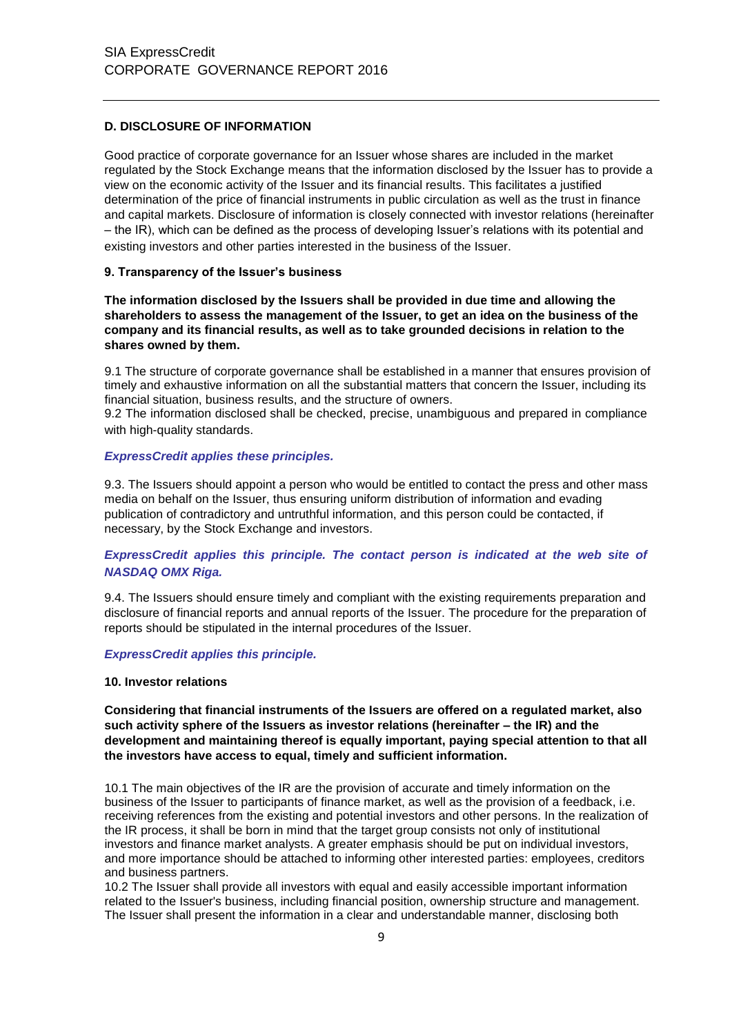## D. DISCLOSURE OF INFORMATION

Good practice of corporate governance for an Issuer whose shares are included in the market regulated by the Stock Exchange means that the information disclosed by the Issuer has to provide a view on the economic activity of the Issuer and its financial results. This facilitates a justified determination of the price of financial instruments in public circulation as well as the trust in finance and capital markets. Disclosure of information is closely connected with investor relations (hereinafter – the IR), which can be defined as the process of developing Issuer's relations with its potential and existing investors and other parties interested in the business of the Issuer.

### 9. Transparency of the Issuer's business

**The information disclosed by the Issuers shall be provided in due time and allowing the shareholders to assess the management of the Issuer, to get an idea on the business of the company and its financial results, as well as to take grounded decisions in relation to the shares owned by them.**

9.1 The structure of corporate governance shall be established in a manner that ensures provision of timely and exhaustive information on all the substantial matters that concern the Issuer, including its financial situation, business results, and the structure of owners.

9.2 The information disclosed shall be checked, precise, unambiguous and prepared in compliance with high-quality standards.

***ExpressCredit applies these principles.***

9.3. The Issuers should appoint a person who would be entitled to contact the press and other mass media on behalf on the Issuer, thus ensuring uniform distribution of information and evading publication of contradictory and untruthful information, and this person could be contacted, if necessary, by the Stock Exchange and investors.

***ExpressCredit applies this principle. The contact person is indicated at the web site of NASDAQ OMX Riga.***

9.4. The Issuers should ensure timely and compliant with the existing requirements preparation and disclosure of financial reports and annual reports of the Issuer. The procedure for the preparation of reports should be stipulated in the internal procedures of the Issuer.

***ExpressCredit applies this principle.***

### 10. Investor relations

**Considering that financial instruments of the Issuers are offered on a regulated market, also such activity sphere of the Issuers as investor relations (hereinafter – the IR) and the development and maintaining thereof is equally important, paying special attention to that all the investors have access to equal, timely and sufficient information.**

10.1 The main objectives of the IR are the provision of accurate and timely information on the business of the Issuer to participants of finance market, as well as the provision of a feedback, i.e. receiving references from the existing and potential investors and other persons. In the realization of the IR process, it shall be born in mind that the target group consists not only of institutional investors and finance market analysts. A greater emphasis should be put on individual investors, and more importance should be attached to informing other interested parties: employees, creditors and business partners.

10.2 The Issuer shall provide all investors with equal and easily accessible important information related to the Issuer's business, including financial position, ownership structure and management. The Issuer shall present the information in a clear and understandable manner, disclosing both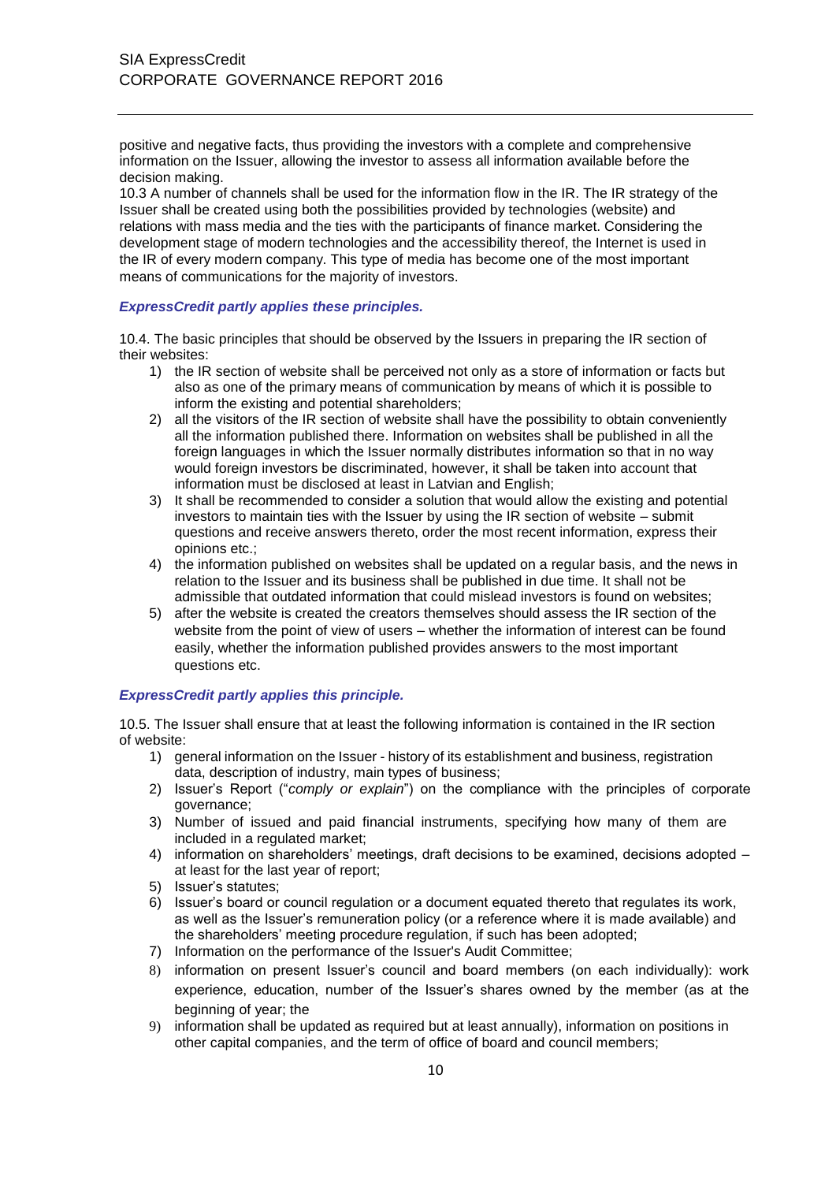positive and negative facts, thus providing the investors with a complete and comprehensive information on the Issuer, allowing the investor to assess all information available before the decision making.

10.3 A number of channels shall be used for the information flow in the IR. The IR strategy of the Issuer shall be created using both the possibilities provided by technologies (website) and relations with mass media and the ties with the participants of finance market. Considering the development stage of modern technologies and the accessibility thereof, the Internet is used in the IR of every modern company. This type of media has become one of the most important means of communications for the majority of investors.

***ExpressCredit partly applies these principles.***

10.4. The basic principles that should be observed by the Issuers in preparing the IR section of their websites:

1) the IR section of website shall be perceived not only as a store of information or facts but also as one of the primary means of communication by means of which it is possible to inform the existing and potential shareholders;
2) all the visitors of the IR section of website shall have the possibility to obtain conveniently all the information published there. Information on websites shall be published in all the foreign languages in which the Issuer normally distributes information so that in no way would foreign investors be discriminated, however, it shall be taken into account that information must be disclosed at least in Latvian and English;
3) It shall be recommended to consider a solution that would allow the existing and potential investors to maintain ties with the Issuer by using the IR section of website – submit questions and receive answers thereto, order the most recent information, express their opinions etc.;
4) the information published on websites shall be updated on a regular basis, and the news in relation to the Issuer and its business shall be published in due time. It shall not be admissible that outdated information that could mislead investors is found on websites;
5) after the website is created the creators themselves should assess the IR section of the website from the point of view of users – whether the information of interest can be found easily, whether the information published provides answers to the most important questions etc.

***ExpressCredit partly applies this principle.***

10.5. The Issuer shall ensure that at least the following information is contained in the IR section of website:

1) general information on the Issuer - history of its establishment and business, registration data, description of industry, main types of business;
2) Issuer's Report ("*comply or explain*") on the compliance with the principles of corporate governance;
3) Number of issued and paid financial instruments, specifying how many of them are included in a regulated market;
4) information on shareholders' meetings, draft decisions to be examined, decisions adopted – at least for the last year of report;
5) Issuer's statutes;
6) Issuer's board or council regulation or a document equated thereto that regulates its work, as well as the Issuer's remuneration policy (or a reference where it is made available) and the shareholders' meeting procedure regulation, if such has been adopted;
7) Information on the performance of the Issuer's Audit Committee;
8) information on present Issuer's council and board members (on each individually): work experience, education, number of the Issuer's shares owned by the member (as at the beginning of year; the
9) information shall be updated as required but at least annually), information on positions in other capital companies, and the term of office of board and council members;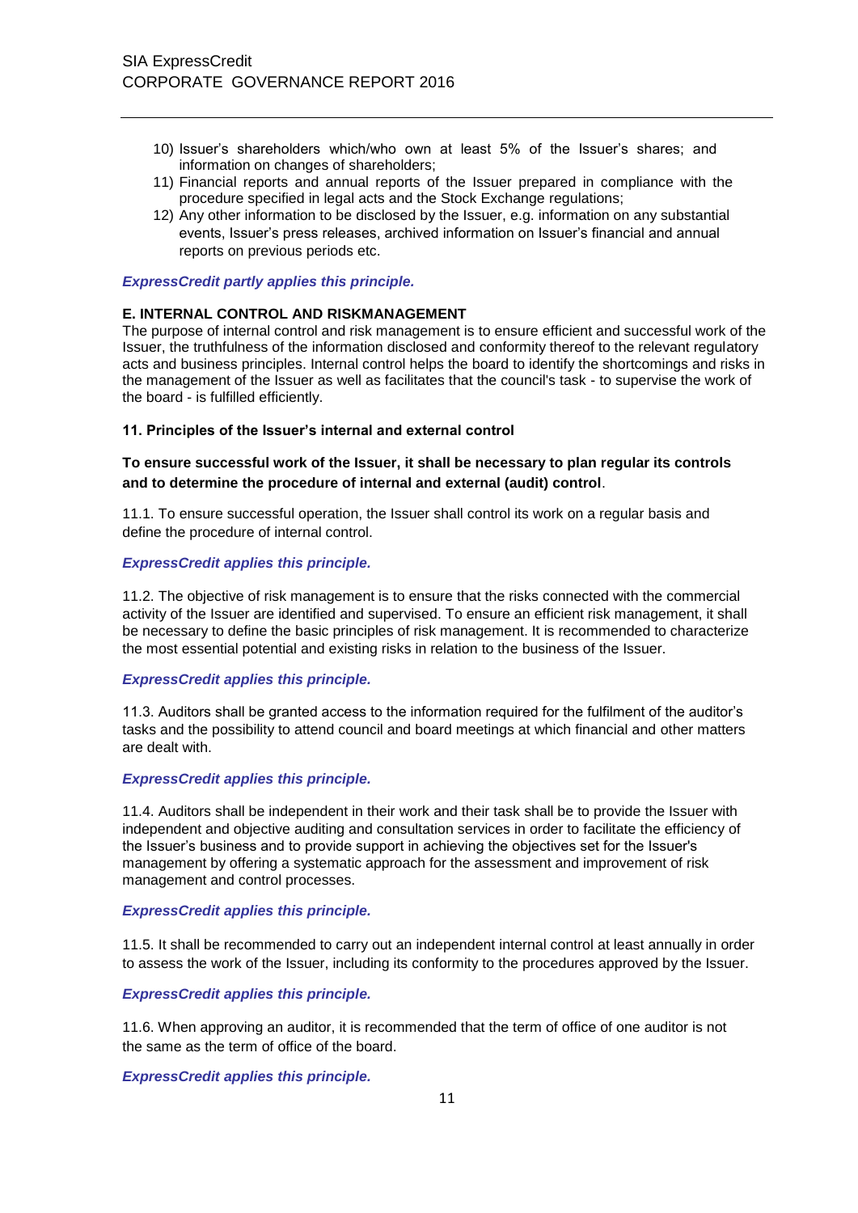10) Issuer's shareholders which/who own at least 5% of the Issuer's shares; and information on changes of shareholders;
11) Financial reports and annual reports of the Issuer prepared in compliance with the procedure specified in legal acts and the Stock Exchange regulations;
12) Any other information to be disclosed by the Issuer, e.g. information on any substantial events, Issuer's press releases, archived information on Issuer's financial and annual reports on previous periods etc.

***ExpressCredit partly applies this principle.***

**E. INTERNAL CONTROL AND RISKMANAGEMENT**

The purpose of internal control and risk management is to ensure efficient and successful work of the Issuer, the truthfulness of the information disclosed and conformity thereof to the relevant regulatory acts and business principles. Internal control helps the board to identify the shortcomings and risks in the management of the Issuer as well as facilitates that the council's task - to supervise the work of the board - is fulfilled efficiently.

**11. Principles of the Issuer's internal and external control**

**To ensure successful work of the Issuer, it shall be necessary to plan regular its controls and to determine the procedure of internal and external (audit) control**.

11.1. To ensure successful operation, the Issuer shall control its work on a regular basis and define the procedure of internal control.

***ExpressCredit applies this principle.***

11.2. The objective of risk management is to ensure that the risks connected with the commercial activity of the Issuer are identified and supervised. To ensure an efficient risk management, it shall be necessary to define the basic principles of risk management. It is recommended to characterize the most essential potential and existing risks in relation to the business of the Issuer.

***ExpressCredit applies this principle.***

11.3. Auditors shall be granted access to the information required for the fulfilment of the auditor's tasks and the possibility to attend council and board meetings at which financial and other matters are dealt with.

***ExpressCredit applies this principle.***

11.4. Auditors shall be independent in their work and their task shall be to provide the Issuer with independent and objective auditing and consultation services in order to facilitate the efficiency of the Issuer's business and to provide support in achieving the objectives set for the Issuer's management by offering a systematic approach for the assessment and improvement of risk management and control processes.

***ExpressCredit applies this principle.***

11.5. It shall be recommended to carry out an independent internal control at least annually in order to assess the work of the Issuer, including its conformity to the procedures approved by the Issuer.

***ExpressCredit applies this principle.***

11.6. When approving an auditor, it is recommended that the term of office of one auditor is not the same as the term of office of the board.

***ExpressCredit applies this principle.***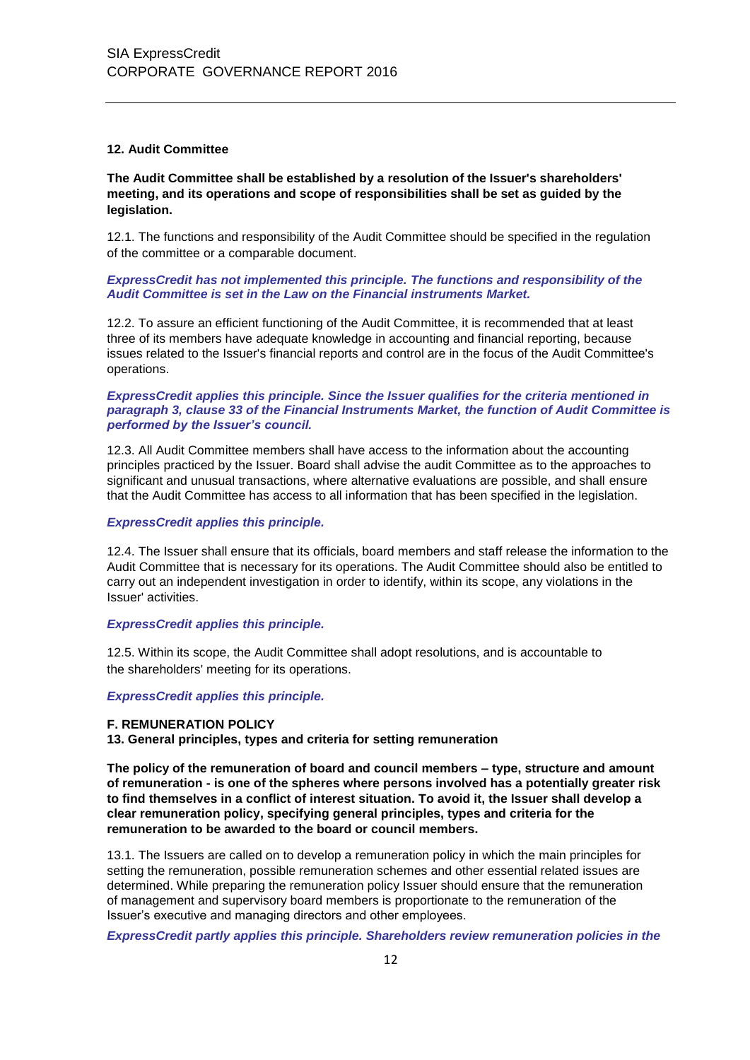### 12. Audit Committee

**The Audit Committee shall be established by a resolution of the Issuer's shareholders' meeting, and its operations and scope of responsibilities shall be set as guided by the legislation.**

12.1. The functions and responsibility of the Audit Committee should be specified in the regulation of the committee or a comparable document.

***ExpressCredit has not implemented this principle. The functions and responsibility of the Audit Committee is set in the Law on the Financial instruments Market.***

12.2. To assure an efficient functioning of the Audit Committee, it is recommended that at least three of its members have adequate knowledge in accounting and financial reporting, because issues related to the Issuer's financial reports and control are in the focus of the Audit Committee's operations.

***ExpressCredit applies this principle. Since the Issuer qualifies for the criteria mentioned in paragraph 3, clause 33 of the Financial Instruments Market, the function of Audit Committee is performed by the Issuer's council.***

12.3. All Audit Committee members shall have access to the information about the accounting principles practiced by the Issuer. Board shall advise the audit Committee as to the approaches to significant and unusual transactions, where alternative evaluations are possible, and shall ensure that the Audit Committee has access to all information that has been specified in the legislation.

***ExpressCredit applies this principle.***

12.4. The Issuer shall ensure that its officials, board members and staff release the information to the Audit Committee that is necessary for its operations. The Audit Committee should also be entitled to carry out an independent investigation in order to identify, within its scope, any violations in the Issuer' activities.

***ExpressCredit applies this principle.***

12.5. Within its scope, the Audit Committee shall adopt resolutions, and is accountable to the shareholders' meeting for its operations.

***ExpressCredit applies this principle.***

## F. REMUNERATION POLICY

### 13. General principles, types and criteria for setting remuneration

**The policy of the remuneration of board and council members – type, structure and amount of remuneration - is one of the spheres where persons involved has a potentially greater risk to find themselves in a conflict of interest situation. To avoid it, the Issuer shall develop a clear remuneration policy, specifying general principles, types and criteria for the remuneration to be awarded to the board or council members.**

13.1. The Issuers are called on to develop a remuneration policy in which the main principles for setting the remuneration, possible remuneration schemes and other essential related issues are determined. While preparing the remuneration policy Issuer should ensure that the remuneration of management and supervisory board members is proportionate to the remuneration of the Issuer's executive and managing directors and other employees.

***ExpressCredit partly applies this principle. Shareholders review remuneration policies in the***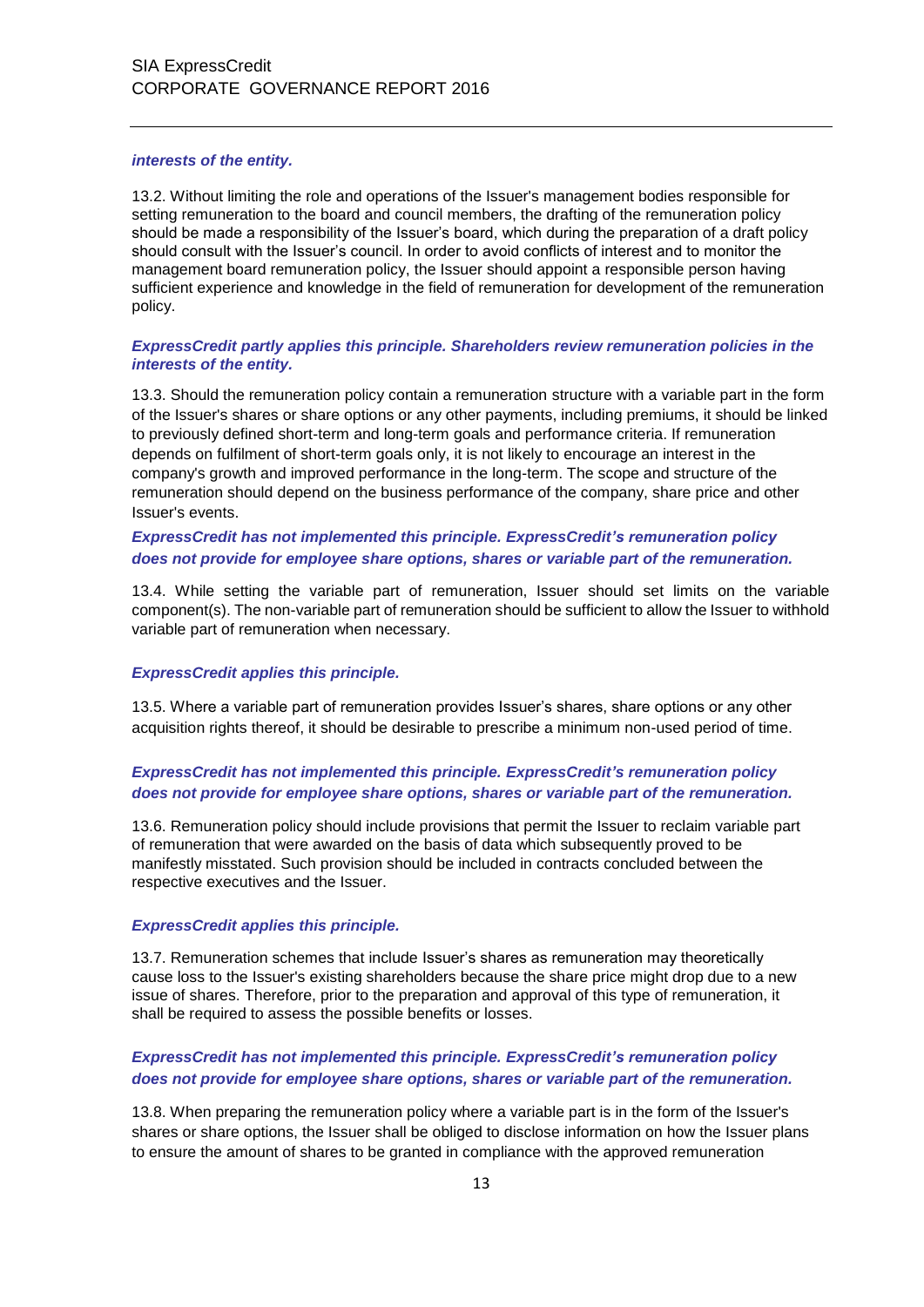***interests of the entity.***

13.2. Without limiting the role and operations of the Issuer's management bodies responsible for setting remuneration to the board and council members, the drafting of the remuneration policy should be made a responsibility of the Issuer's board, which during the preparation of a draft policy should consult with the Issuer's council. In order to avoid conflicts of interest and to monitor the management board remuneration policy, the Issuer should appoint a responsible person having sufficient experience and knowledge in the field of remuneration for development of the remuneration policy.

***ExpressCredit partly applies this principle. Shareholders review remuneration policies in the interests of the entity.***

13.3. Should the remuneration policy contain a remuneration structure with a variable part in the form of the Issuer's shares or share options or any other payments, including premiums, it should be linked to previously defined short-term and long-term goals and performance criteria. If remuneration depends on fulfilment of short-term goals only, it is not likely to encourage an interest in the company's growth and improved performance in the long-term. The scope and structure of the remuneration should depend on the business performance of the company, share price and other Issuer's events.

***ExpressCredit has not implemented this principle. ExpressCredit's remuneration policy does not provide for employee share options, shares or variable part of the remuneration.***

13.4. While setting the variable part of remuneration, Issuer should set limits on the variable component(s). The non-variable part of remuneration should be sufficient to allow the Issuer to withhold variable part of remuneration when necessary.

***ExpressCredit applies this principle.***

13.5. Where a variable part of remuneration provides Issuer's shares, share options or any other acquisition rights thereof, it should be desirable to prescribe a minimum non-used period of time.

***ExpressCredit has not implemented this principle. ExpressCredit's remuneration policy does not provide for employee share options, shares or variable part of the remuneration.***

13.6. Remuneration policy should include provisions that permit the Issuer to reclaim variable part of remuneration that were awarded on the basis of data which subsequently proved to be manifestly misstated. Such provision should be included in contracts concluded between the respective executives and the Issuer.

***ExpressCredit applies this principle.***

13.7. Remuneration schemes that include Issuer's shares as remuneration may theoretically cause loss to the Issuer's existing shareholders because the share price might drop due to a new issue of shares. Therefore, prior to the preparation and approval of this type of remuneration, it shall be required to assess the possible benefits or losses.

***ExpressCredit has not implemented this principle. ExpressCredit's remuneration policy does not provide for employee share options, shares or variable part of the remuneration.***

13.8. When preparing the remuneration policy where a variable part is in the form of the Issuer's shares or share options, the Issuer shall be obliged to disclose information on how the Issuer plans to ensure the amount of shares to be granted in compliance with the approved remuneration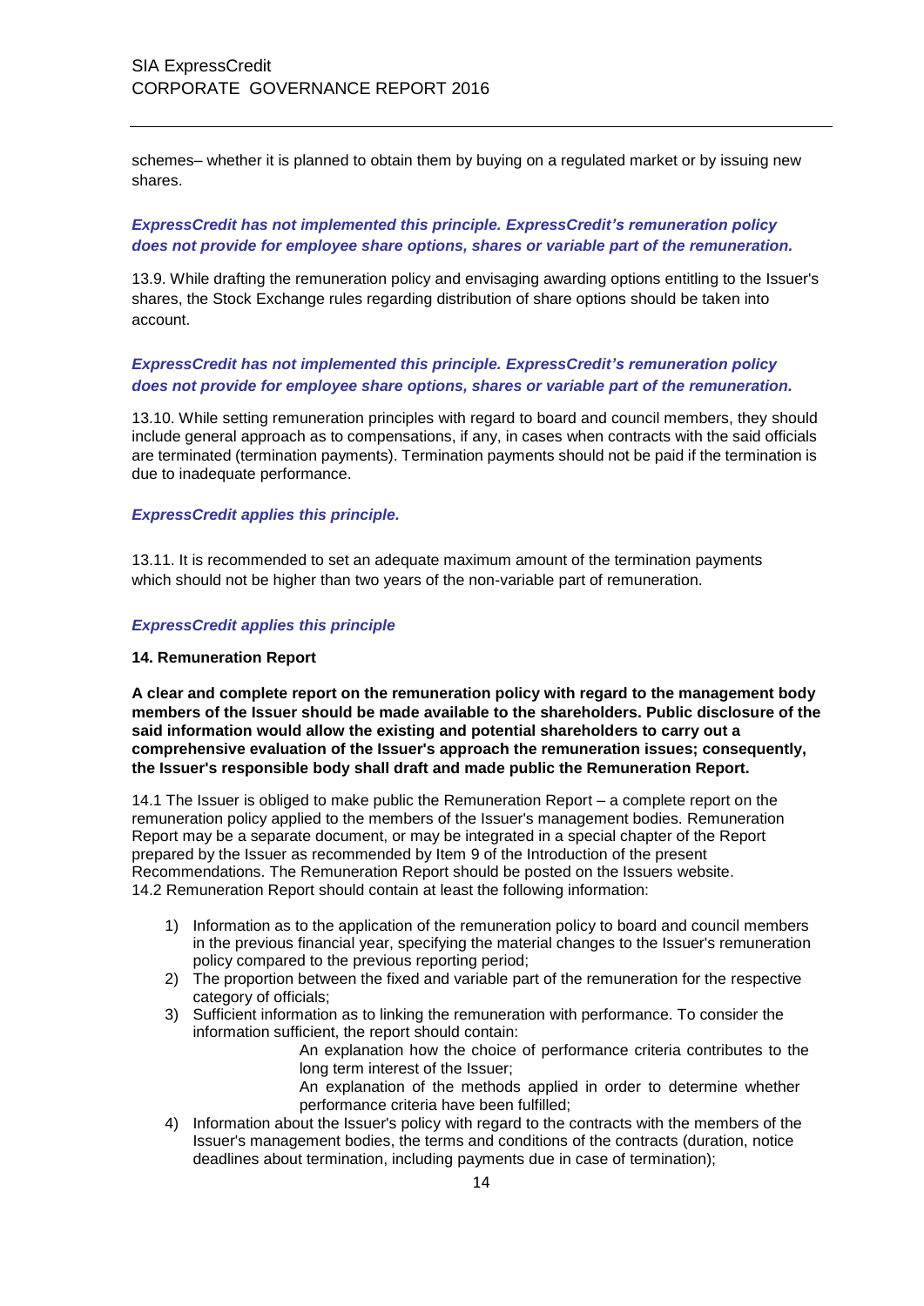schemes– whether it is planned to obtain them by buying on a regulated market or by issuing new shares.

***ExpressCredit has not implemented this principle. ExpressCredit's remuneration policy does not provide for employee share options, shares or variable part of the remuneration.***

13.9. While drafting the remuneration policy and envisaging awarding options entitling to the Issuer's shares, the Stock Exchange rules regarding distribution of share options should be taken into account.

***ExpressCredit has not implemented this principle. ExpressCredit's remuneration policy does not provide for employee share options, shares or variable part of the remuneration.***

13.10. While setting remuneration principles with regard to board and council members, they should include general approach as to compensations, if any, in cases when contracts with the said officials are terminated (termination payments). Termination payments should not be paid if the termination is due to inadequate performance.

***ExpressCredit applies this principle.***

13.11. It is recommended to set an adequate maximum amount of the termination payments which should not be higher than two years of the non-variable part of remuneration.

***ExpressCredit applies this principle***

**14. Remuneration Report**

**A clear and complete report on the remuneration policy with regard to the management body members of the Issuer should be made available to the shareholders. Public disclosure of the said information would allow the existing and potential shareholders to carry out a comprehensive evaluation of the Issuer's approach the remuneration issues; consequently, the Issuer's responsible body shall draft and made public the Remuneration Report.**

14.1 The Issuer is obliged to make public the Remuneration Report – a complete report on the remuneration policy applied to the members of the Issuer's management bodies. Remuneration Report may be a separate document, or may be integrated in a special chapter of the Report prepared by the Issuer as recommended by Item 9 of the Introduction of the present Recommendations. The Remuneration Report should be posted on the Issuers website.
14.2 Remuneration Report should contain at least the following information:

1) Information as to the application of the remuneration policy to board and council members in the previous financial year, specifying the material changes to the Issuer's remuneration policy compared to the previous reporting period;
2) The proportion between the fixed and variable part of the remuneration for the respective category of officials;
3) Sufficient information as to linking the remuneration with performance. To consider the information sufficient, the report should contain:
   - An explanation how the choice of performance criteria contributes to the long term interest of the Issuer;
   - An explanation of the methods applied in order to determine whether performance criteria have been fulfilled;
4) Information about the Issuer's policy with regard to the contracts with the members of the Issuer's management bodies, the terms and conditions of the contracts (duration, notice deadlines about termination, including payments due in case of termination);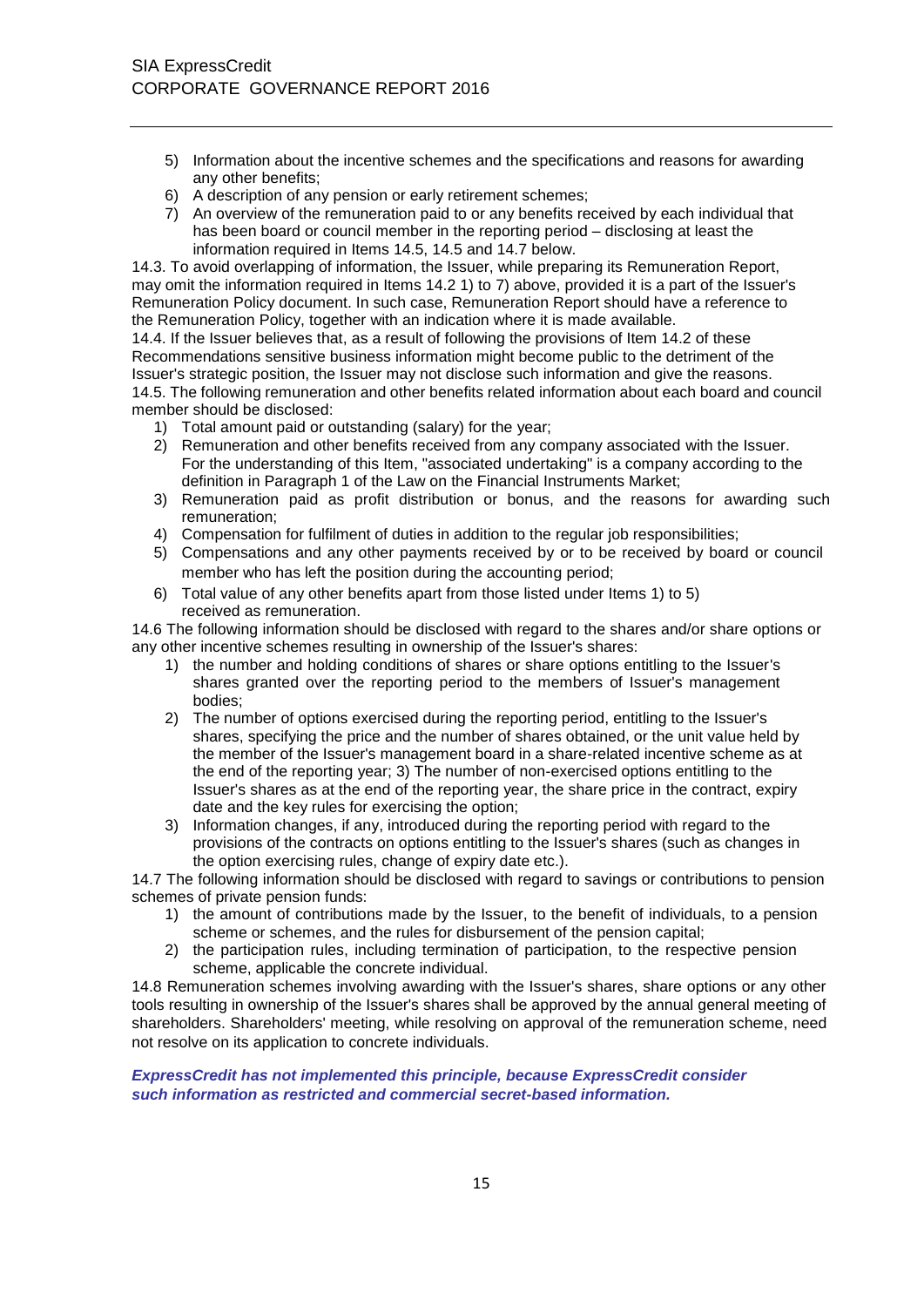5) Information about the incentive schemes and the specifications and reasons for awarding any other benefits;
6) A description of any pension or early retirement schemes;
7) An overview of the remuneration paid to or any benefits received by each individual that has been board or council member in the reporting period – disclosing at least the information required in Items 14.5, 14.5 and 14.7 below.

14.3. To avoid overlapping of information, the Issuer, while preparing its Remuneration Report, may omit the information required in Items 14.2 1) to 7) above, provided it is a part of the Issuer's Remuneration Policy document. In such case, Remuneration Report should have a reference to the Remuneration Policy, together with an indication where it is made available.

14.4. If the Issuer believes that, as a result of following the provisions of Item 14.2 of these Recommendations sensitive business information might become public to the detriment of the Issuer's strategic position, the Issuer may not disclose such information and give the reasons.

14.5. The following remuneration and other benefits related information about each board and council member should be disclosed:

1) Total amount paid or outstanding (salary) for the year;
2) Remuneration and other benefits received from any company associated with the Issuer. For the understanding of this Item, "associated undertaking" is a company according to the definition in Paragraph 1 of the Law on the Financial Instruments Market;
3) Remuneration paid as profit distribution or bonus, and the reasons for awarding such remuneration;
4) Compensation for fulfilment of duties in addition to the regular job responsibilities;
5) Compensations and any other payments received by or to be received by board or council member who has left the position during the accounting period;
6) Total value of any other benefits apart from those listed under Items 1) to 5) received as remuneration.

14.6 The following information should be disclosed with regard to the shares and/or share options or any other incentive schemes resulting in ownership of the Issuer's shares:

1) the number and holding conditions of shares or share options entitling to the Issuer's shares granted over the reporting period to the members of Issuer's management bodies;
2) The number of options exercised during the reporting period, entitling to the Issuer's shares, specifying the price and the number of shares obtained, or the unit value held by the member of the Issuer's management board in a share-related incentive scheme as at the end of the reporting year; 3) The number of non-exercised options entitling to the Issuer's shares as at the end of the reporting year, the share price in the contract, expiry date and the key rules for exercising the option;
3) Information changes, if any, introduced during the reporting period with regard to the provisions of the contracts on options entitling to the Issuer's shares (such as changes in the option exercising rules, change of expiry date etc.).

14.7 The following information should be disclosed with regard to savings or contributions to pension schemes of private pension funds:

1) the amount of contributions made by the Issuer, to the benefit of individuals, to a pension scheme or schemes, and the rules for disbursement of the pension capital;
2) the participation rules, including termination of participation, to the respective pension scheme, applicable the concrete individual.

14.8 Remuneration schemes involving awarding with the Issuer's shares, share options or any other tools resulting in ownership of the Issuer's shares shall be approved by the annual general meeting of shareholders. Shareholders' meeting, while resolving on approval of the remuneration scheme, need not resolve on its application to concrete individuals.

***ExpressCredit has not implemented this principle, because ExpressCredit consider such information as restricted and commercial secret-based information.***